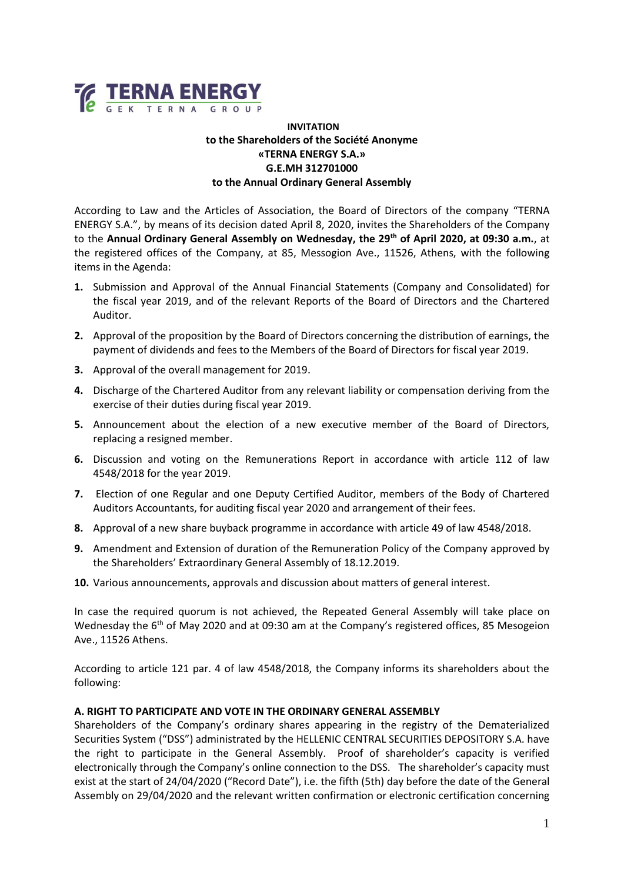TERNA ENERGY
GEK TERNA GROUP

**INVITATION**
**to the Shareholders of the Société Anonyme**
**«TERNA ENERGY S.A.»**
**G.E.MH 312701000**
**to the Annual Ordinary General Assembly**

According to Law and the Articles of Association, the Board of Directors of the company "TERNA ENERGY S.A.", by means of its decision dated April 8, 2020, invites the Shareholders of the Company to the **Annual Ordinary General Assembly on Wednesday, the 29th of April 2020, at 09:30 a.m.**, at the registered offices of the Company, at 85, Messogion Ave., 11526, Athens, with the following items in the Agenda:

1. Submission and Approval of the Annual Financial Statements (Company and Consolidated) for the fiscal year 2019, and of the relevant Reports of the Board of Directors and the Chartered Auditor.
2. Approval of the proposition by the Board of Directors concerning the distribution of earnings, the payment of dividends and fees to the Members of the Board of Directors for fiscal year 2019.
3. Approval of the overall management for 2019.
4. Discharge of the Chartered Auditor from any relevant liability or compensation deriving from the exercise of their duties during fiscal year 2019.
5. Announcement about the election of a new executive member of the Board of Directors, replacing a resigned member.
6. Discussion and voting on the Remunerations Report in accordance with article 112 of law 4548/2018 for the year 2019.
7. Election of one Regular and one Deputy Certified Auditor, members of the Body of Chartered Auditors Accountants, for auditing fiscal year 2020 and arrangement of their fees.
8. Approval of a new share buyback programme in accordance with article 49 of law 4548/2018.
9. Amendment and Extension of duration of the Remuneration Policy of the Company approved by the Shareholders' Extraordinary General Assembly of 18.12.2019.
10. Various announcements, approvals and discussion about matters of general interest.

In case the required quorum is not achieved, the Repeated General Assembly will take place on Wednesday the 6th of May 2020 and at 09:30 am at the Company's registered offices, 85 Mesogeion Ave., 11526 Athens.

According to article 121 par. 4 of law 4548/2018, the Company informs its shareholders about the following:

**A. RIGHT TO PARTICIPATE AND VOTE IN THE ORDINARY GENERAL ASSEMBLY**

Shareholders of the Company's ordinary shares appearing in the registry of the Dematerialized Securities System ("DSS") administrated by the HELLENIC CENTRAL SECURITIES DEPOSITORY S.A. have the right to participate in the General Assembly. Proof of shareholder's capacity is verified electronically through the Company's online connection to the DSS. The shareholder's capacity must exist at the start of 24/04/2020 ("Record Date"), i.e. the fifth (5th) day before the date of the General Assembly on 29/04/2020 and the relevant written confirmation or electronic certification concerning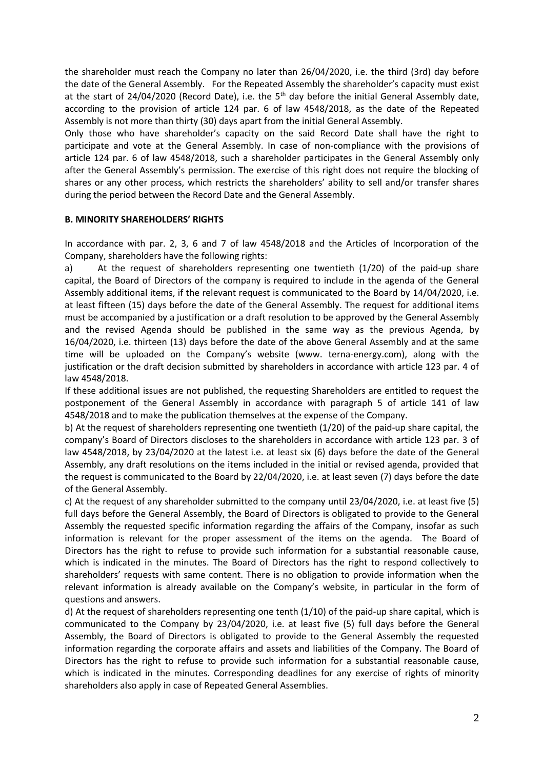the shareholder must reach the Company no later than 26/04/2020, i.e. the third (3rd) day before the date of the General Assembly. For the Repeated Assembly the shareholder's capacity must exist at the start of 24/04/2020 (Record Date), i.e. the 5th day before the initial General Assembly date, according to the provision of article 124 par. 6 of law 4548/2018, as the date of the Repeated Assembly is not more than thirty (30) days apart from the initial General Assembly.

Only those who have shareholder's capacity on the said Record Date shall have the right to participate and vote at the General Assembly. In case of non-compliance with the provisions of article 124 par. 6 of law 4548/2018, such a shareholder participates in the General Assembly only after the General Assembly's permission. The exercise of this right does not require the blocking of shares or any other process, which restricts the shareholders' ability to sell and/or transfer shares during the period between the Record Date and the General Assembly.

**B. MINORITY SHAREHOLDERS' RIGHTS**

In accordance with par. 2, 3, 6 and 7 of law 4548/2018 and the Articles of Incorporation of the Company, shareholders have the following rights:

a) At the request of shareholders representing one twentieth (1/20) of the paid-up share capital, the Board of Directors of the company is required to include in the agenda of the General Assembly additional items, if the relevant request is communicated to the Board by 14/04/2020, i.e. at least fifteen (15) days before the date of the General Assembly. The request for additional items must be accompanied by a justification or a draft resolution to be approved by the General Assembly and the revised Agenda should be published in the same way as the previous Agenda, by 16/04/2020, i.e. thirteen (13) days before the date of the above General Assembly and at the same time will be uploaded on the Company's website (www. terna-energy.com), along with the justification or the draft decision submitted by shareholders in accordance with article 123 par. 4 of law 4548/2018.

If these additional issues are not published, the requesting Shareholders are entitled to request the postponement of the General Assembly in accordance with paragraph 5 of article 141 of law 4548/2018 and to make the publication themselves at the expense of the Company.

b) At the request of shareholders representing one twentieth (1/20) of the paid-up share capital, the company's Board of Directors discloses to the shareholders in accordance with article 123 par. 3 of law 4548/2018, by 23/04/2020 at the latest i.e. at least six (6) days before the date of the General Assembly, any draft resolutions on the items included in the initial or revised agenda, provided that the request is communicated to the Board by 22/04/2020, i.e. at least seven (7) days before the date of the General Assembly.

c) At the request of any shareholder submitted to the company until 23/04/2020, i.e. at least five (5) full days before the General Assembly, the Board of Directors is obligated to provide to the General Assembly the requested specific information regarding the affairs of the Company, insofar as such information is relevant for the proper assessment of the items on the agenda. The Board of Directors has the right to refuse to provide such information for a substantial reasonable cause, which is indicated in the minutes. The Board of Directors has the right to respond collectively to shareholders' requests with same content. There is no obligation to provide information when the relevant information is already available on the Company's website, in particular in the form of questions and answers.

d) At the request of shareholders representing one tenth (1/10) of the paid-up share capital, which is communicated to the Company by 23/04/2020, i.e. at least five (5) full days before the General Assembly, the Board of Directors is obligated to provide to the General Assembly the requested information regarding the corporate affairs and assets and liabilities of the Company. The Board of Directors has the right to refuse to provide such information for a substantial reasonable cause, which is indicated in the minutes. Corresponding deadlines for any exercise of rights of minority shareholders also apply in case of Repeated General Assemblies.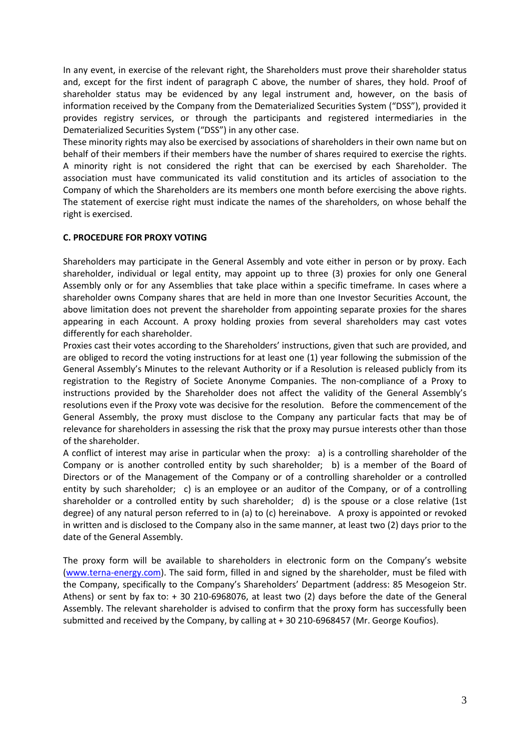In any event, in exercise of the relevant right, the Shareholders must prove their shareholder status and, except for the first indent of paragraph C above, the number of shares, they hold. Proof of shareholder status may be evidenced by any legal instrument and, however, on the basis of information received by the Company from the Dematerialized Securities System ("DSS"), provided it provides registry services, or through the participants and registered intermediaries in the Dematerialized Securities System ("DSS") in any other case.

These minority rights may also be exercised by associations of shareholders in their own name but on behalf of their members if their members have the number of shares required to exercise the rights. A minority right is not considered the right that can be exercised by each Shareholder. The association must have communicated its valid constitution and its articles of association to the Company of which the Shareholders are its members one month before exercising the above rights. The statement of exercise right must indicate the names of the shareholders, on whose behalf the right is exercised.

**C. PROCEDURE FOR PROXY VOTING**

Shareholders may participate in the General Assembly and vote either in person or by proxy. Each shareholder, individual or legal entity, may appoint up to three (3) proxies for only one General Assembly only or for any Assemblies that take place within a specific timeframe. In cases where a shareholder owns Company shares that are held in more than one Investor Securities Account, the above limitation does not prevent the shareholder from appointing separate proxies for the shares appearing in each Account. A proxy holding proxies from several shareholders may cast votes differently for each shareholder.

Proxies cast their votes according to the Shareholders' instructions, given that such are provided, and are obliged to record the voting instructions for at least one (1) year following the submission of the General Assembly's Minutes to the relevant Authority or if a Resolution is released publicly from its registration to the Registry of Societe Anonyme Companies. The non-compliance of a Proxy to instructions provided by the Shareholder does not affect the validity of the General Assembly's resolutions even if the Proxy vote was decisive for the resolution. Before the commencement of the General Assembly, the proxy must disclose to the Company any particular facts that may be of relevance for shareholders in assessing the risk that the proxy may pursue interests other than those of the shareholder.

A conflict of interest may arise in particular when the proxy: a) is a controlling shareholder of the Company or is another controlled entity by such shareholder; b) is a member of the Board of Directors or of the Management of the Company or of a controlling shareholder or a controlled entity by such shareholder; c) is an employee or an auditor of the Company, or of a controlling shareholder or a controlled entity by such shareholder; d) is the spouse or a close relative (1st degree) of any natural person referred to in (a) to (c) hereinabove. A proxy is appointed or revoked in written and is disclosed to the Company also in the same manner, at least two (2) days prior to the date of the General Assembly.

The proxy form will be available to shareholders in electronic form on the Company's website (www.terna-energy.com). The said form, filled in and signed by the shareholder, must be filed with the Company, specifically to the Company's Shareholders' Department (address: 85 Mesogeion Str. Athens) or sent by fax to: + 30 210-6968076, at least two (2) days before the date of the General Assembly. The relevant shareholder is advised to confirm that the proxy form has successfully been submitted and received by the Company, by calling at + 30 210-6968457 (Mr. George Koufios).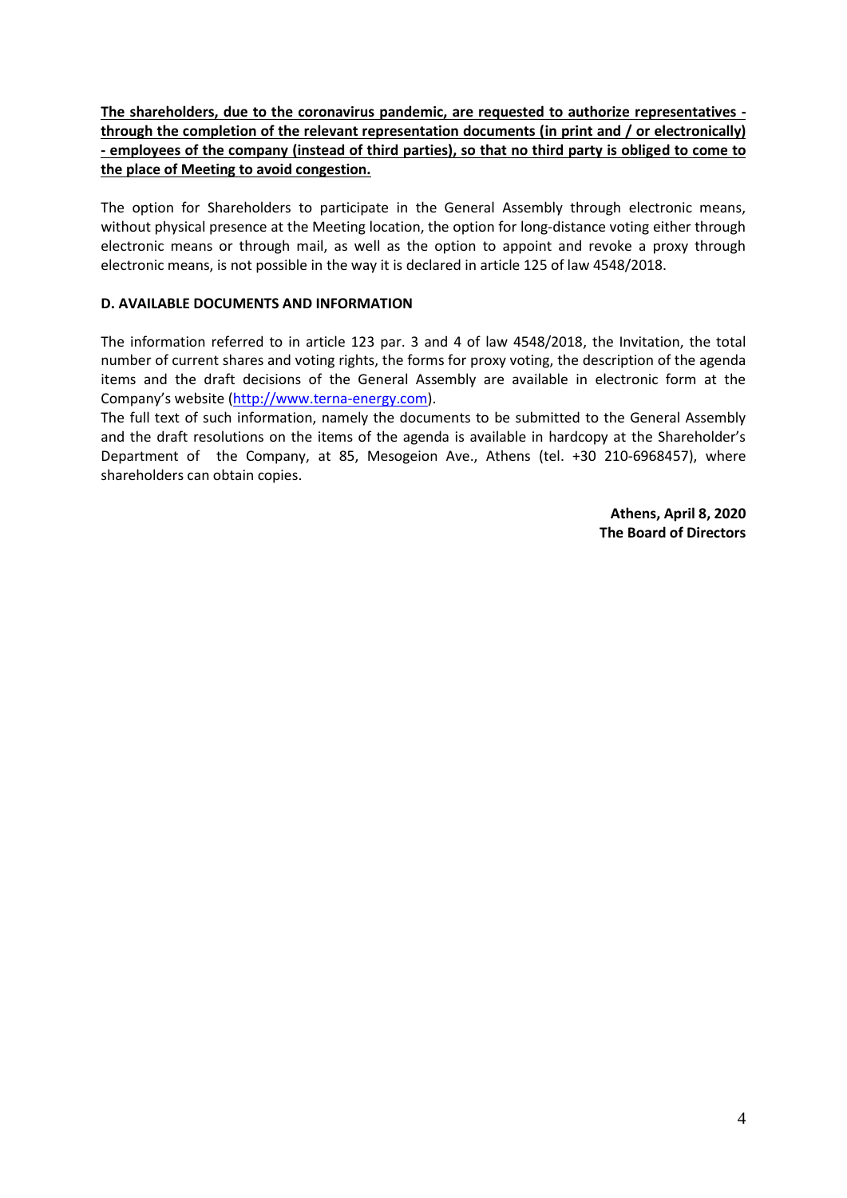**The shareholders, due to the coronavirus pandemic, are requested to authorize representatives - through the completion of the relevant representation documents (in print and / or electronically) - employees of the company (instead of third parties), so that no third party is obliged to come to the place of Meeting to avoid congestion.**

The option for Shareholders to participate in the General Assembly through electronic means, without physical presence at the Meeting location, the option for long-distance voting either through electronic means or through mail, as well as the option to appoint and revoke a proxy through electronic means, is not possible in the way it is declared in article 125 of law 4548/2018.

**D. AVAILABLE DOCUMENTS AND INFORMATION**

The information referred to in article 123 par. 3 and 4 of law 4548/2018, the Invitation, the total number of current shares and voting rights, the forms for proxy voting, the description of the agenda items and the draft decisions of the General Assembly are available in electronic form at the Company's website (http://www.terna-energy.com).

The full text of such information, namely the documents to be submitted to the General Assembly and the draft resolutions on the items of the agenda is available in hardcopy at the Shareholder's Department of the Company, at 85, Mesogeion Ave., Athens (tel. +30 210-6968457), where shareholders can obtain copies.

**Athens, April 8, 2020**
**The Board of Directors**